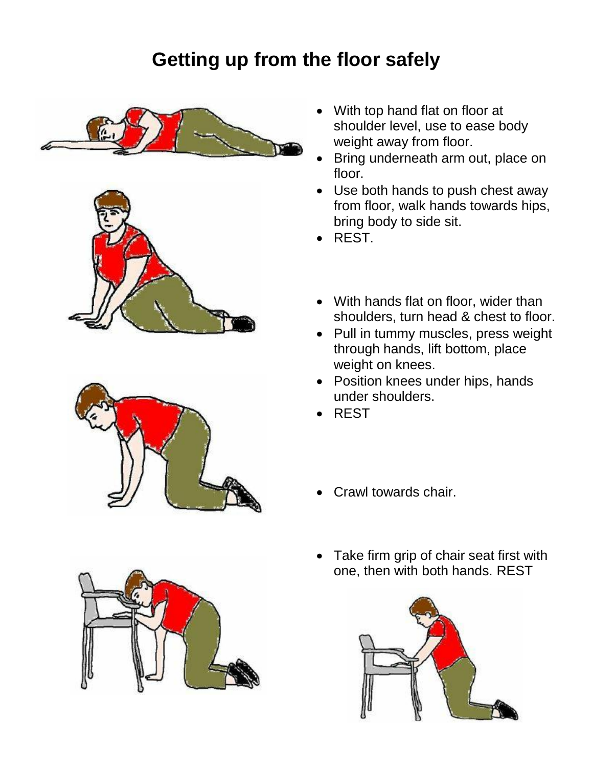# Getting up from the floor safely

- With top hand flat on floor at shoulder level, use to ease body weight away from floor.
- Bring underneath arm out, place on floor.
- Use both hands to push chest away from floor, walk hands towards hips, bring body to side sit.
- REST.

- With hands flat on floor, wider than shoulders, turn head & chest to floor.
- Pull in tummy muscles, press weight through hands, lift bottom, place weight on knees.
- Position knees under hips, hands under shoulders.
- REST

- Crawl towards chair.

- Take firm grip of chair seat first with one, then with both hands. REST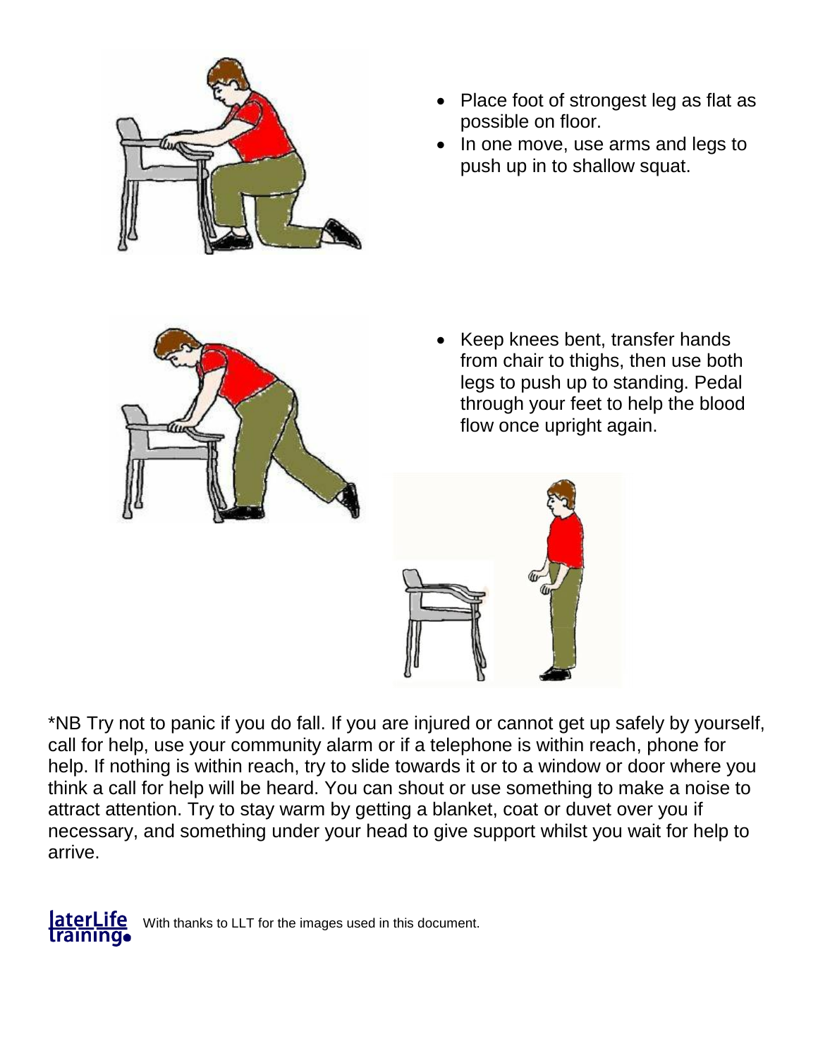- Place foot of strongest leg as flat as possible on floor.
- In one move, use arms and legs to push up in to shallow squat.

- Keep knees bent, transfer hands from chair to thighs, then use both legs to push up to standing. Pedal through your feet to help the blood flow once upright again.

*NB Try not to panic if you do fall. If you are injured or cannot get up safely by yourself, call for help, use your community alarm or if a telephone is within reach, phone for help. If nothing is within reach, try to slide towards it or to a window or door where you think a call for help will be heard. You can shout or use something to make a noise to attract attention. Try to stay warm by getting a blanket, coat or duvet over you if necessary, and something under your head to give support whilst you wait for help to arrive.

laterLife training

With thanks to LLT for the images used in this document.